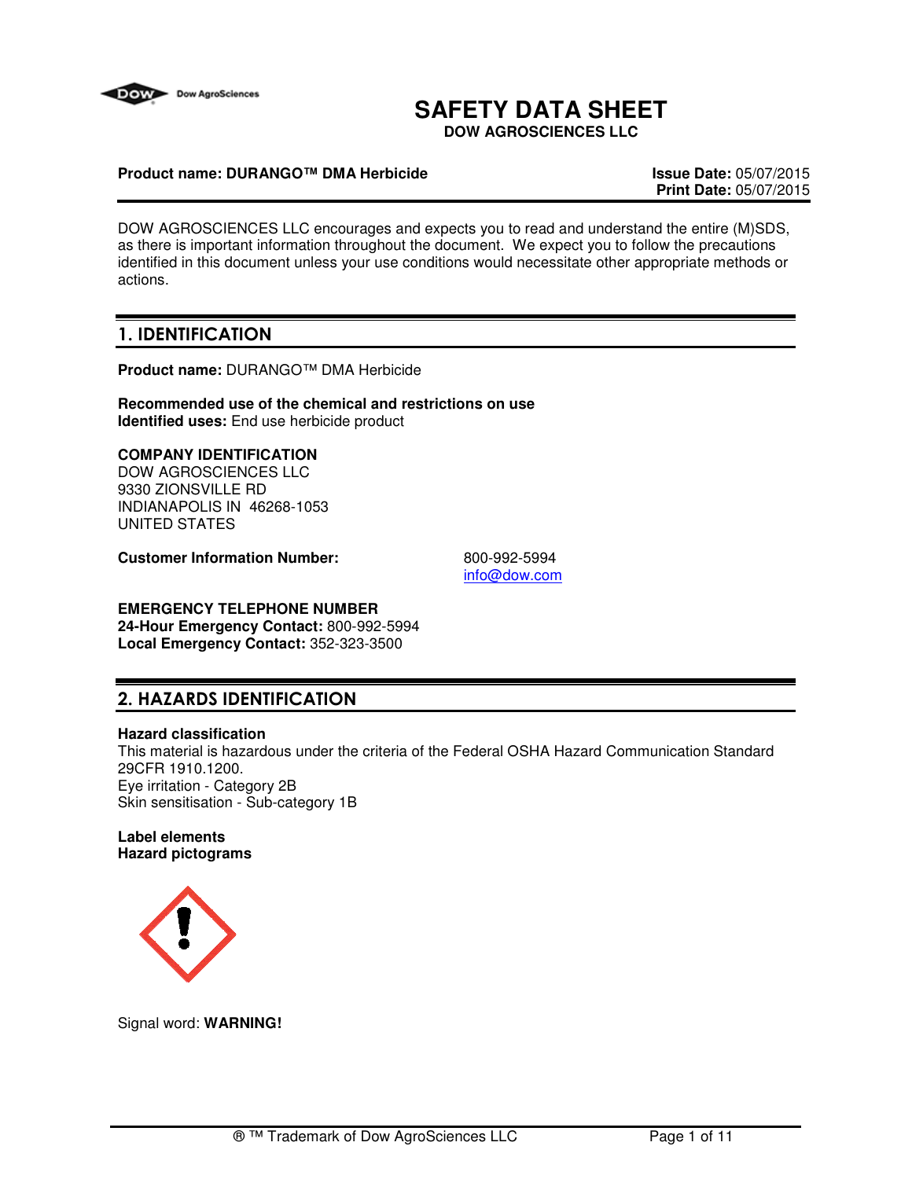# SAFETY DATA SHEET

**DOW AGROSCIENCES LLC**

**Product name: DURANGO™ DMA Herbicide**

**Issue Date:** 05/07/2015
**Print Date:** 05/07/2015

DOW AGROSCIENCES LLC encourages and expects you to read and understand the entire (M)SDS, as there is important information throughout the document. We expect you to follow the precautions identified in this document unless your use conditions would necessitate other appropriate methods or actions.

## 1. IDENTIFICATION

**Product name:** DURANGO™ DMA Herbicide

**Recommended use of the chemical and restrictions on use**
**Identified uses:** End use herbicide product

**COMPANY IDENTIFICATION**
DOW AGROSCIENCES LLC
9330 ZIONSVILLE RD
INDIANAPOLIS IN 46268-1053
UNITED STATES

**Customer Information Number:** 800-992-5994
info@dow.com

**EMERGENCY TELEPHONE NUMBER**
**24-Hour Emergency Contact:** 800-992-5994
**Local Emergency Contact:** 352-323-3500

## 2. HAZARDS IDENTIFICATION

**Hazard classification**
This material is hazardous under the criteria of the Federal OSHA Hazard Communication Standard 29CFR 1910.1200.
Eye irritation - Category 2B
Skin sensitisation - Sub-category 1B

**Label elements**
**Hazard pictograms**

Signal word: **WARNING!**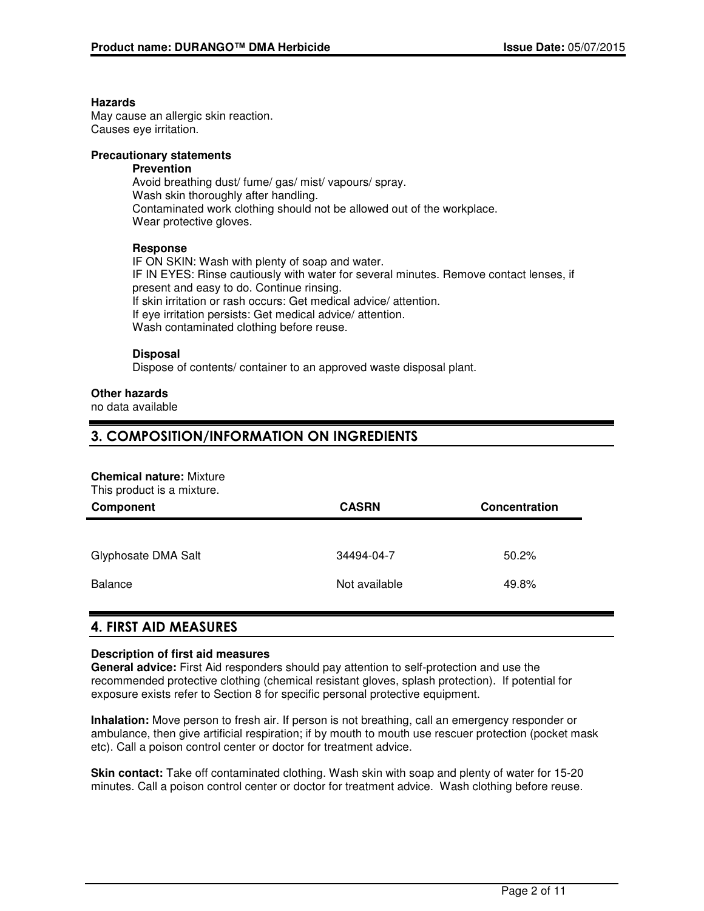**Hazards**
May cause an allergic skin reaction.
Causes eye irritation.

**Precautionary statements**

**Prevention**
Avoid breathing dust/ fume/ gas/ mist/ vapours/ spray.
Wash skin thoroughly after handling.
Contaminated work clothing should not be allowed out of the workplace.
Wear protective gloves.

**Response**
IF ON SKIN: Wash with plenty of soap and water.
IF IN EYES: Rinse cautiously with water for several minutes. Remove contact lenses, if present and easy to do. Continue rinsing.
If skin irritation or rash occurs: Get medical advice/ attention.
If eye irritation persists: Get medical advice/ attention.
Wash contaminated clothing before reuse.

**Disposal**
Dispose of contents/ container to an approved waste disposal plant.

**Other hazards**
no data available

## 3. COMPOSITION/INFORMATION ON INGREDIENTS

**Chemical nature:** Mixture
This product is a mixture.

| Component | CASRN | Concentration |
|---|---|---|
| Glyphosate DMA Salt | 34494-04-7 | 50.2% |
| Balance | Not available | 49.8% |

## 4. FIRST AID MEASURES

**Description of first aid measures**
**General advice:** First Aid responders should pay attention to self-protection and use the recommended protective clothing (chemical resistant gloves, splash protection). If potential for exposure exists refer to Section 8 for specific personal protective equipment.

**Inhalation:** Move person to fresh air. If person is not breathing, call an emergency responder or ambulance, then give artificial respiration; if by mouth to mouth use rescuer protection (pocket mask etc). Call a poison control center or doctor for treatment advice.

**Skin contact:** Take off contaminated clothing. Wash skin with soap and plenty of water for 15-20 minutes. Call a poison control center or doctor for treatment advice. Wash clothing before reuse.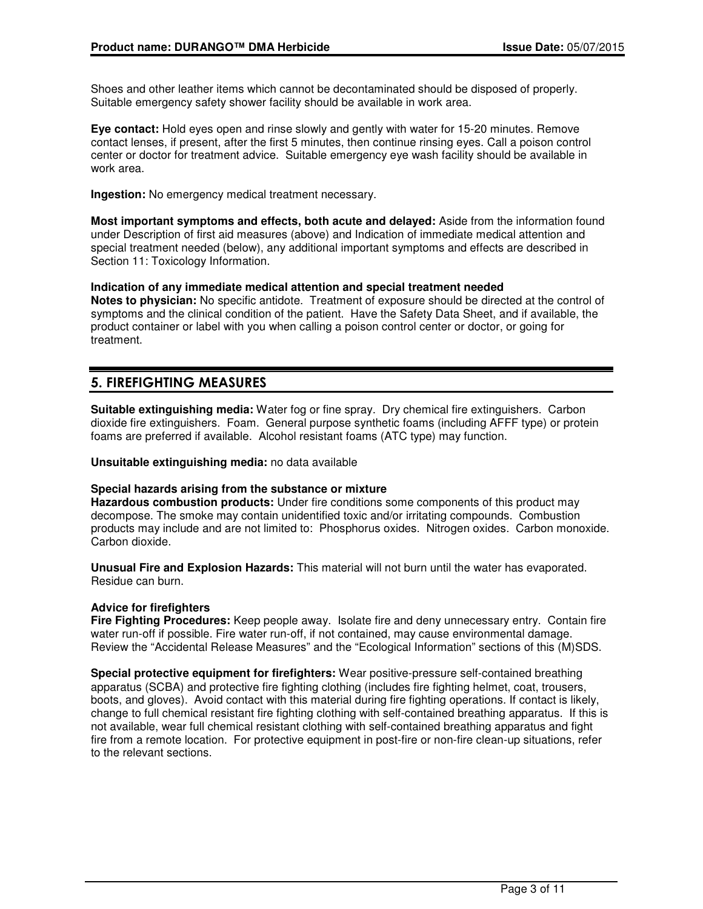Shoes and other leather items which cannot be decontaminated should be disposed of properly. Suitable emergency safety shower facility should be available in work area.

**Eye contact:** Hold eyes open and rinse slowly and gently with water for 15-20 minutes. Remove contact lenses, if present, after the first 5 minutes, then continue rinsing eyes. Call a poison control center or doctor for treatment advice. Suitable emergency eye wash facility should be available in work area.

**Ingestion:** No emergency medical treatment necessary.

**Most important symptoms and effects, both acute and delayed:** Aside from the information found under Description of first aid measures (above) and Indication of immediate medical attention and special treatment needed (below), any additional important symptoms and effects are described in Section 11: Toxicology Information.

**Indication of any immediate medical attention and special treatment needed**

**Notes to physician:** No specific antidote. Treatment of exposure should be directed at the control of symptoms and the clinical condition of the patient. Have the Safety Data Sheet, and if available, the product container or label with you when calling a poison control center or doctor, or going for treatment.

## 5. FIREFIGHTING MEASURES

**Suitable extinguishing media:** Water fog or fine spray. Dry chemical fire extinguishers. Carbon dioxide fire extinguishers. Foam. General purpose synthetic foams (including AFFF type) or protein foams are preferred if available. Alcohol resistant foams (ATC type) may function.

**Unsuitable extinguishing media:** no data available

**Special hazards arising from the substance or mixture**

**Hazardous combustion products:** Under fire conditions some components of this product may decompose. The smoke may contain unidentified toxic and/or irritating compounds. Combustion products may include and are not limited to: Phosphorus oxides. Nitrogen oxides. Carbon monoxide. Carbon dioxide.

**Unusual Fire and Explosion Hazards:** This material will not burn until the water has evaporated. Residue can burn.

**Advice for firefighters**

**Fire Fighting Procedures:** Keep people away. Isolate fire and deny unnecessary entry. Contain fire water run-off if possible. Fire water run-off, if not contained, may cause environmental damage. Review the "Accidental Release Measures" and the "Ecological Information" sections of this (M)SDS.

**Special protective equipment for firefighters:** Wear positive-pressure self-contained breathing apparatus (SCBA) and protective fire fighting clothing (includes fire fighting helmet, coat, trousers, boots, and gloves). Avoid contact with this material during fire fighting operations. If contact is likely, change to full chemical resistant fire fighting clothing with self-contained breathing apparatus. If this is not available, wear full chemical resistant clothing with self-contained breathing apparatus and fight fire from a remote location. For protective equipment in post-fire or non-fire clean-up situations, refer to the relevant sections.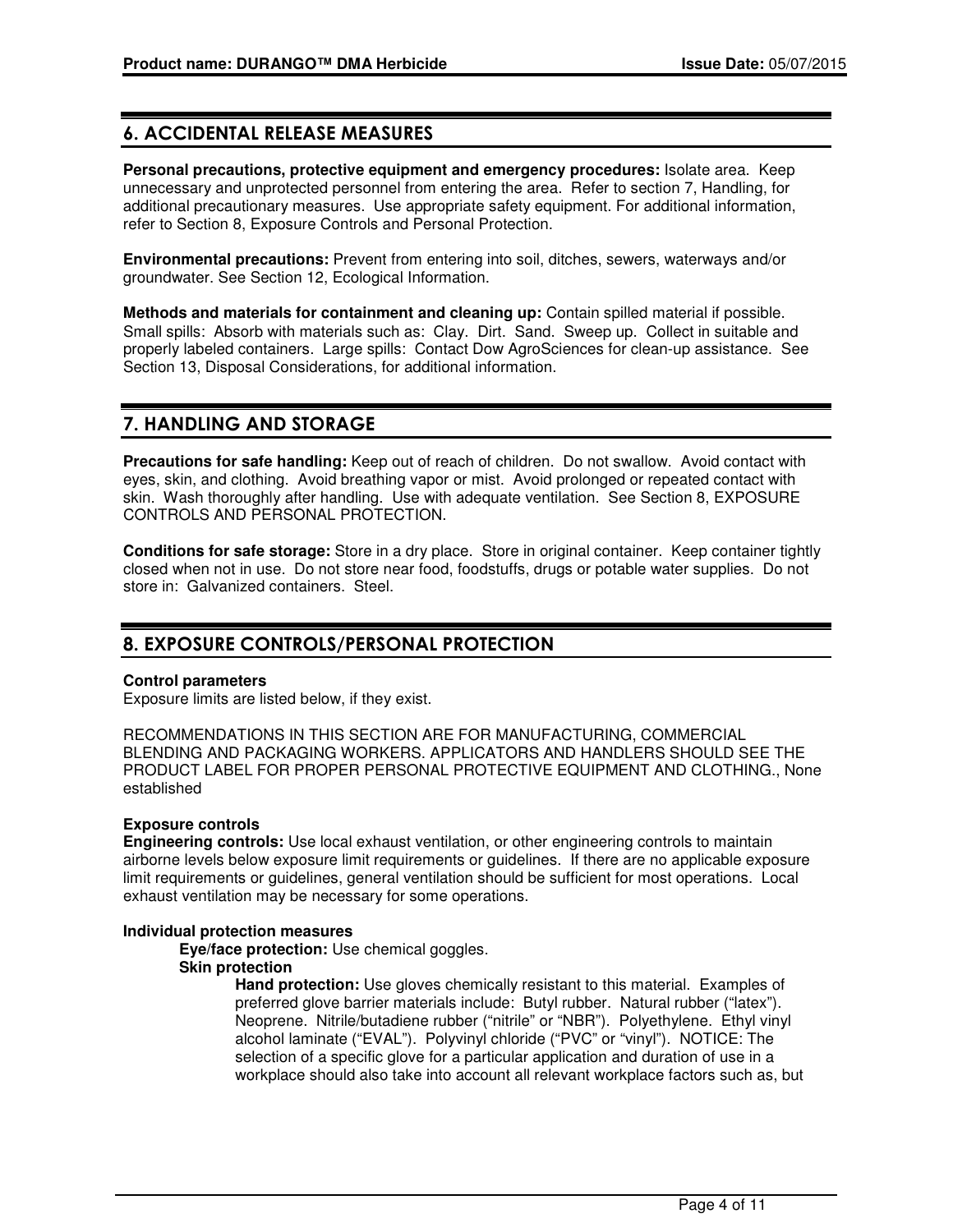## 6. ACCIDENTAL RELEASE MEASURES

**Personal precautions, protective equipment and emergency procedures:** Isolate area. Keep unnecessary and unprotected personnel from entering the area. Refer to section 7, Handling, for additional precautionary measures. Use appropriate safety equipment. For additional information, refer to Section 8, Exposure Controls and Personal Protection.

**Environmental precautions:** Prevent from entering into soil, ditches, sewers, waterways and/or groundwater. See Section 12, Ecological Information.

**Methods and materials for containment and cleaning up:** Contain spilled material if possible. Small spills: Absorb with materials such as: Clay. Dirt. Sand. Sweep up. Collect in suitable and properly labeled containers. Large spills: Contact Dow AgroSciences for clean-up assistance. See Section 13, Disposal Considerations, for additional information.

## 7. HANDLING AND STORAGE

**Precautions for safe handling:** Keep out of reach of children. Do not swallow. Avoid contact with eyes, skin, and clothing. Avoid breathing vapor or mist. Avoid prolonged or repeated contact with skin. Wash thoroughly after handling. Use with adequate ventilation. See Section 8, EXPOSURE CONTROLS AND PERSONAL PROTECTION.

**Conditions for safe storage:** Store in a dry place. Store in original container. Keep container tightly closed when not in use. Do not store near food, foodstuffs, drugs or potable water supplies. Do not store in: Galvanized containers. Steel.

## 8. EXPOSURE CONTROLS/PERSONAL PROTECTION

**Control parameters**
Exposure limits are listed below, if they exist.

RECOMMENDATIONS IN THIS SECTION ARE FOR MANUFACTURING, COMMERCIAL BLENDING AND PACKAGING WORKERS. APPLICATORS AND HANDLERS SHOULD SEE THE PRODUCT LABEL FOR PROPER PERSONAL PROTECTIVE EQUIPMENT AND CLOTHING., None established

**Exposure controls**
**Engineering controls:** Use local exhaust ventilation, or other engineering controls to maintain airborne levels below exposure limit requirements or guidelines. If there are no applicable exposure limit requirements or guidelines, general ventilation should be sufficient for most operations. Local exhaust ventilation may be necessary for some operations.

**Individual protection measures**

**Eye/face protection:** Use chemical goggles.

**Skin protection**

**Hand protection:** Use gloves chemically resistant to this material. Examples of preferred glove barrier materials include: Butyl rubber. Natural rubber ("latex"). Neoprene. Nitrile/butadiene rubber ("nitrile" or "NBR"). Polyethylene. Ethyl vinyl alcohol laminate ("EVAL"). Polyvinyl chloride ("PVC" or "vinyl"). NOTICE: The selection of a specific glove for a particular application and duration of use in a workplace should also take into account all relevant workplace factors such as, but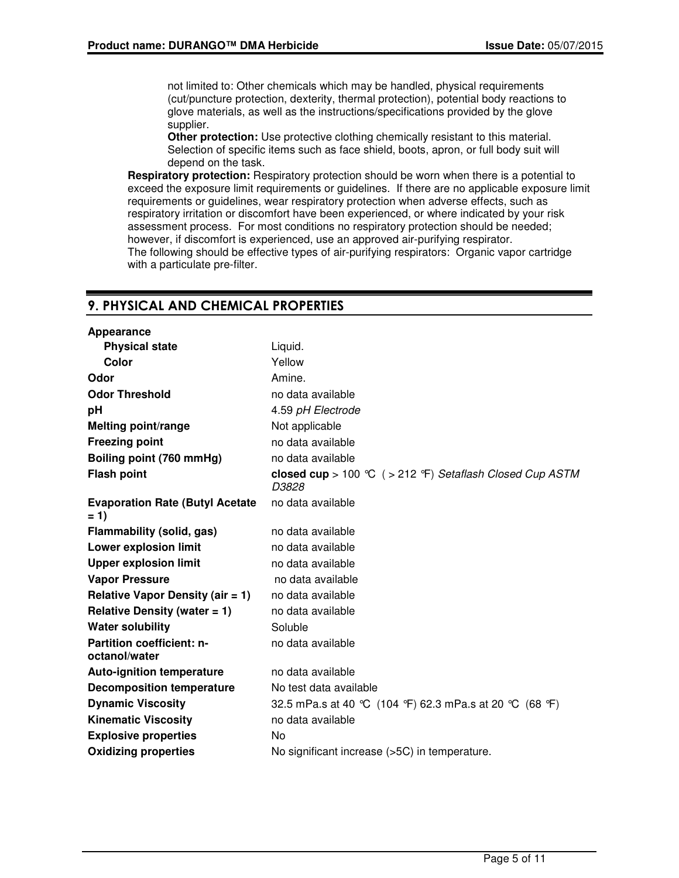not limited to: Other chemicals which may be handled, physical requirements (cut/puncture protection, dexterity, thermal protection), potential body reactions to glove materials, as well as the instructions/specifications provided by the glove supplier.

**Other protection:** Use protective clothing chemically resistant to this material. Selection of specific items such as face shield, boots, apron, or full body suit will depend on the task.

**Respiratory protection:** Respiratory protection should be worn when there is a potential to exceed the exposure limit requirements or guidelines. If there are no applicable exposure limit requirements or guidelines, wear respiratory protection when adverse effects, such as respiratory irritation or discomfort have been experienced, or where indicated by your risk assessment process. For most conditions no respiratory protection should be needed; however, if discomfort is experienced, use an approved air-purifying respirator.
The following should be effective types of air-purifying respirators: Organic vapor cartridge with a particulate pre-filter.

## 9. PHYSICAL AND CHEMICAL PROPERTIES

| | |
|---|---|
| **Appearance** | |
| **Physical state** | Liquid. |
| **Color** | Yellow |
| **Odor** | Amine. |
| **Odor Threshold** | no data available |
| **pH** | 4.59 *pH Electrode* |
| **Melting point/range** | Not applicable |
| **Freezing point** | no data available |
| **Boiling point (760 mmHg)** | no data available |
| **Flash point** | **closed cup** > 100 °C ( > 212 °F) *Setaflash Closed Cup ASTM D3828* |
| **Evaporation Rate (Butyl Acetate = 1)** | no data available |
| **Flammability (solid, gas)** | no data available |
| **Lower explosion limit** | no data available |
| **Upper explosion limit** | no data available |
| **Vapor Pressure** | no data available |
| **Relative Vapor Density (air = 1)** | no data available |
| **Relative Density (water = 1)** | no data available |
| **Water solubility** | Soluble |
| **Partition coefficient: n-octanol/water** | no data available |
| **Auto-ignition temperature** | no data available |
| **Decomposition temperature** | No test data available |
| **Dynamic Viscosity** | 32.5 mPa.s at 40 °C (104 °F) 62.3 mPa.s at 20 °C (68 °F) |
| **Kinematic Viscosity** | no data available |
| **Explosive properties** | No |
| **Oxidizing properties** | No significant increase (>5C) in temperature. |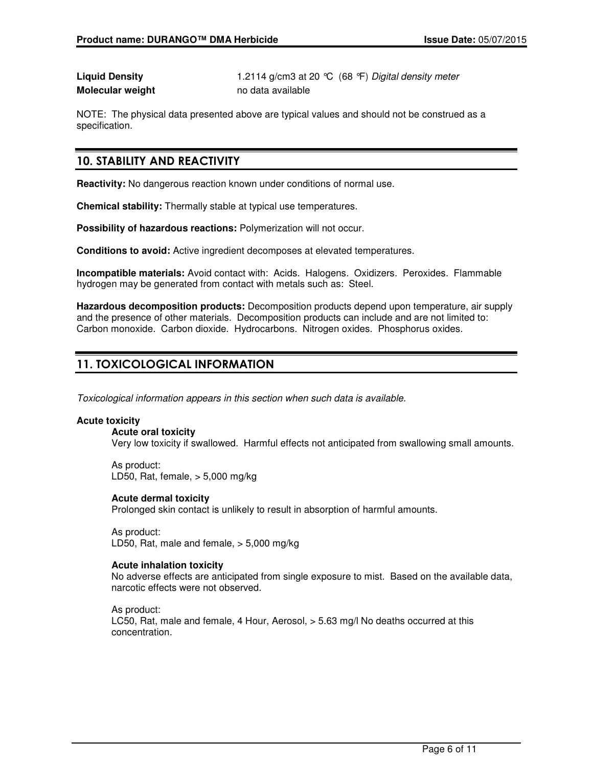**Liquid Density** 1.2114 g/cm3 at 20 °C (68 °F) *Digital density meter*
**Molecular weight** no data available

NOTE: The physical data presented above are typical values and should not be construed as a specification.

## 10. STABILITY AND REACTIVITY

**Reactivity:** No dangerous reaction known under conditions of normal use.

**Chemical stability:** Thermally stable at typical use temperatures.

**Possibility of hazardous reactions:** Polymerization will not occur.

**Conditions to avoid:** Active ingredient decomposes at elevated temperatures.

**Incompatible materials:** Avoid contact with: Acids. Halogens. Oxidizers. Peroxides. Flammable hydrogen may be generated from contact with metals such as: Steel.

**Hazardous decomposition products:** Decomposition products depend upon temperature, air supply and the presence of other materials. Decomposition products can include and are not limited to: Carbon monoxide. Carbon dioxide. Hydrocarbons. Nitrogen oxides. Phosphorus oxides.

## 11. TOXICOLOGICAL INFORMATION

*Toxicological information appears in this section when such data is available.*

**Acute toxicity**

**Acute oral toxicity**
Very low toxicity if swallowed. Harmful effects not anticipated from swallowing small amounts.

As product:
LD50, Rat, female, > 5,000 mg/kg

**Acute dermal toxicity**
Prolonged skin contact is unlikely to result in absorption of harmful amounts.

As product:
LD50, Rat, male and female, > 5,000 mg/kg

**Acute inhalation toxicity**
No adverse effects are anticipated from single exposure to mist. Based on the available data, narcotic effects were not observed.

As product:
LC50, Rat, male and female, 4 Hour, Aerosol, > 5.63 mg/l No deaths occurred at this concentration.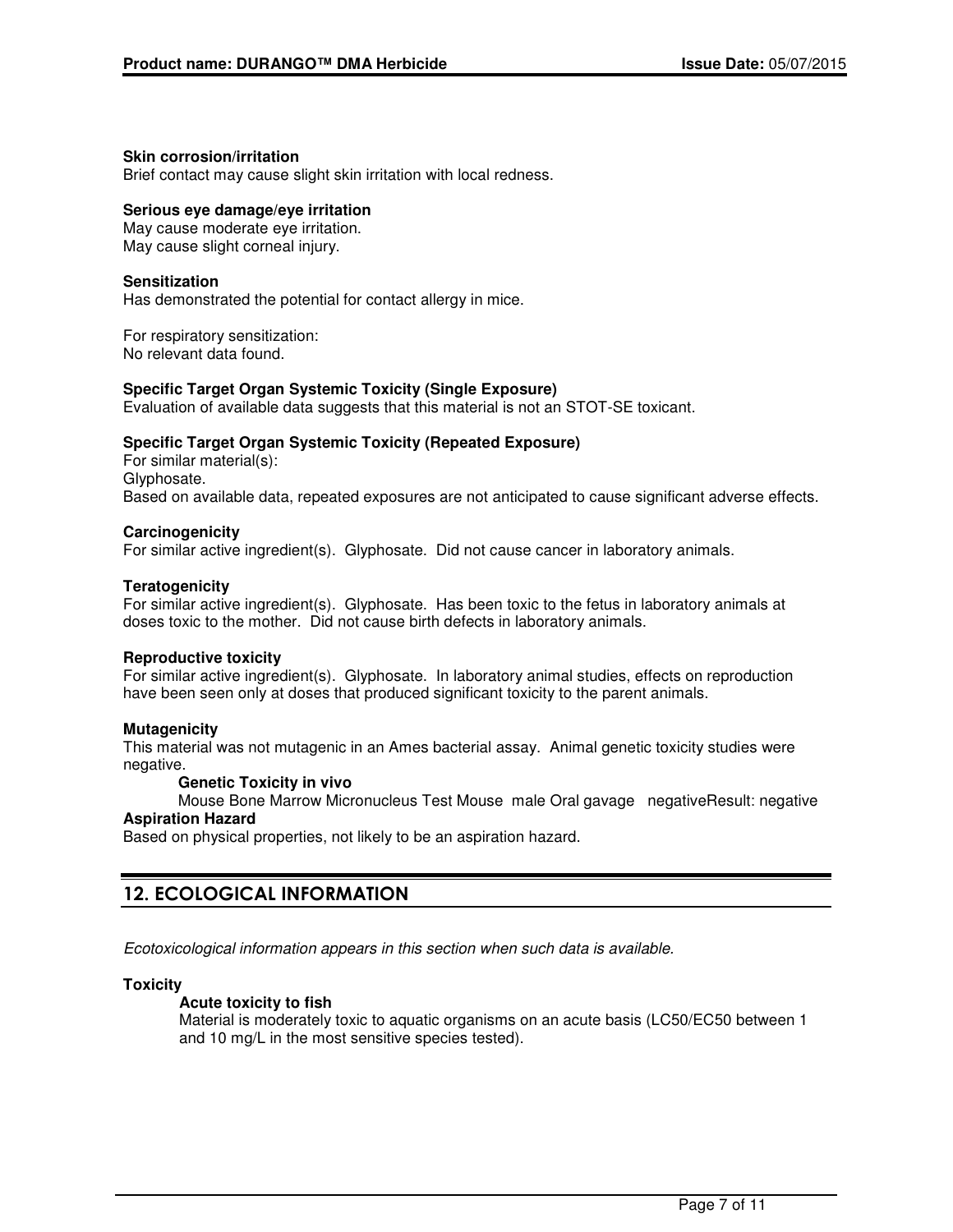**Skin corrosion/irritation**
Brief contact may cause slight skin irritation with local redness.

**Serious eye damage/eye irritation**
May cause moderate eye irritation.
May cause slight corneal injury.

**Sensitization**
Has demonstrated the potential for contact allergy in mice.

For respiratory sensitization:
No relevant data found.

**Specific Target Organ Systemic Toxicity (Single Exposure)**
Evaluation of available data suggests that this material is not an STOT-SE toxicant.

**Specific Target Organ Systemic Toxicity (Repeated Exposure)**
For similar material(s):
Glyphosate.
Based on available data, repeated exposures are not anticipated to cause significant adverse effects.

**Carcinogenicity**
For similar active ingredient(s). Glyphosate. Did not cause cancer in laboratory animals.

**Teratogenicity**
For similar active ingredient(s). Glyphosate. Has been toxic to the fetus in laboratory animals at doses toxic to the mother. Did not cause birth defects in laboratory animals.

**Reproductive toxicity**
For similar active ingredient(s). Glyphosate. In laboratory animal studies, effects on reproduction have been seen only at doses that produced significant toxicity to the parent animals.

**Mutagenicity**
This material was not mutagenic in an Ames bacterial assay. Animal genetic toxicity studies were negative.

**Genetic Toxicity in vivo**
Mouse Bone Marrow Micronucleus Test Mouse male Oral gavage negativeResult: negative

**Aspiration Hazard**
Based on physical properties, not likely to be an aspiration hazard.

## 12. ECOLOGICAL INFORMATION

*Ecotoxicological information appears in this section when such data is available.*

**Toxicity**

**Acute toxicity to fish**
Material is moderately toxic to aquatic organisms on an acute basis (LC50/EC50 between 1 and 10 mg/L in the most sensitive species tested).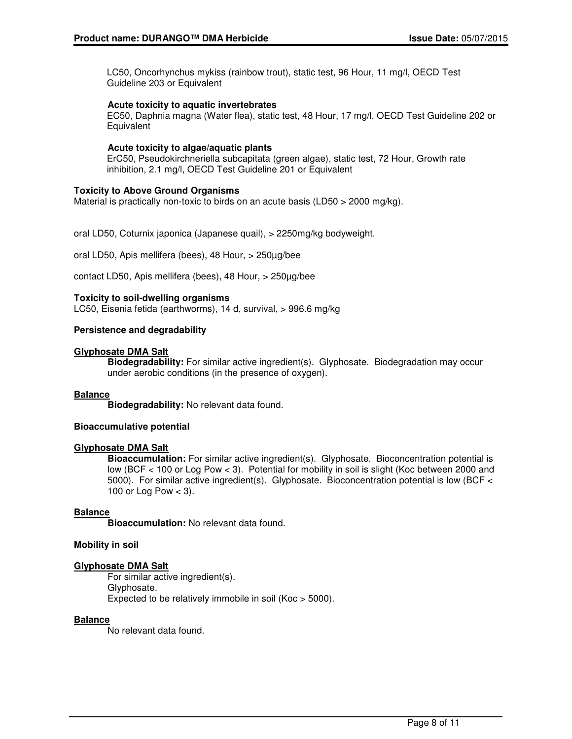LC50, Oncorhynchus mykiss (rainbow trout), static test, 96 Hour, 11 mg/l, OECD Test Guideline 203 or Equivalent

**Acute toxicity to aquatic invertebrates**
EC50, Daphnia magna (Water flea), static test, 48 Hour, 17 mg/l, OECD Test Guideline 202 or Equivalent

**Acute toxicity to algae/aquatic plants**
ErC50, Pseudokirchneriella subcapitata (green algae), static test, 72 Hour, Growth rate inhibition, 2.1 mg/l, OECD Test Guideline 201 or Equivalent

**Toxicity to Above Ground Organisms**
Material is practically non-toxic to birds on an acute basis (LD50 > 2000 mg/kg).

oral LD50, Coturnix japonica (Japanese quail), > 2250mg/kg bodyweight.

oral LD50, Apis mellifera (bees), 48 Hour, > 250µg/bee

contact LD50, Apis mellifera (bees), 48 Hour, > 250µg/bee

**Toxicity to soil-dwelling organisms**
LC50, Eisenia fetida (earthworms), 14 d, survival, > 996.6 mg/kg

**Persistence and degradability**

**Glyphosate DMA Salt**
**Biodegradability:** For similar active ingredient(s). Glyphosate. Biodegradation may occur under aerobic conditions (in the presence of oxygen).

**Balance**
**Biodegradability:** No relevant data found.

**Bioaccumulative potential**

**Glyphosate DMA Salt**
**Bioaccumulation:** For similar active ingredient(s). Glyphosate. Bioconcentration potential is low (BCF < 100 or Log Pow < 3). Potential for mobility in soil is slight (Koc between 2000 and 5000). For similar active ingredient(s). Glyphosate. Bioconcentration potential is low (BCF < 100 or Log Pow < 3).

**Balance**
**Bioaccumulation:** No relevant data found.

**Mobility in soil**

**Glyphosate DMA Salt**
For similar active ingredient(s).
Glyphosate.
Expected to be relatively immobile in soil (Koc > 5000).

**Balance**
No relevant data found.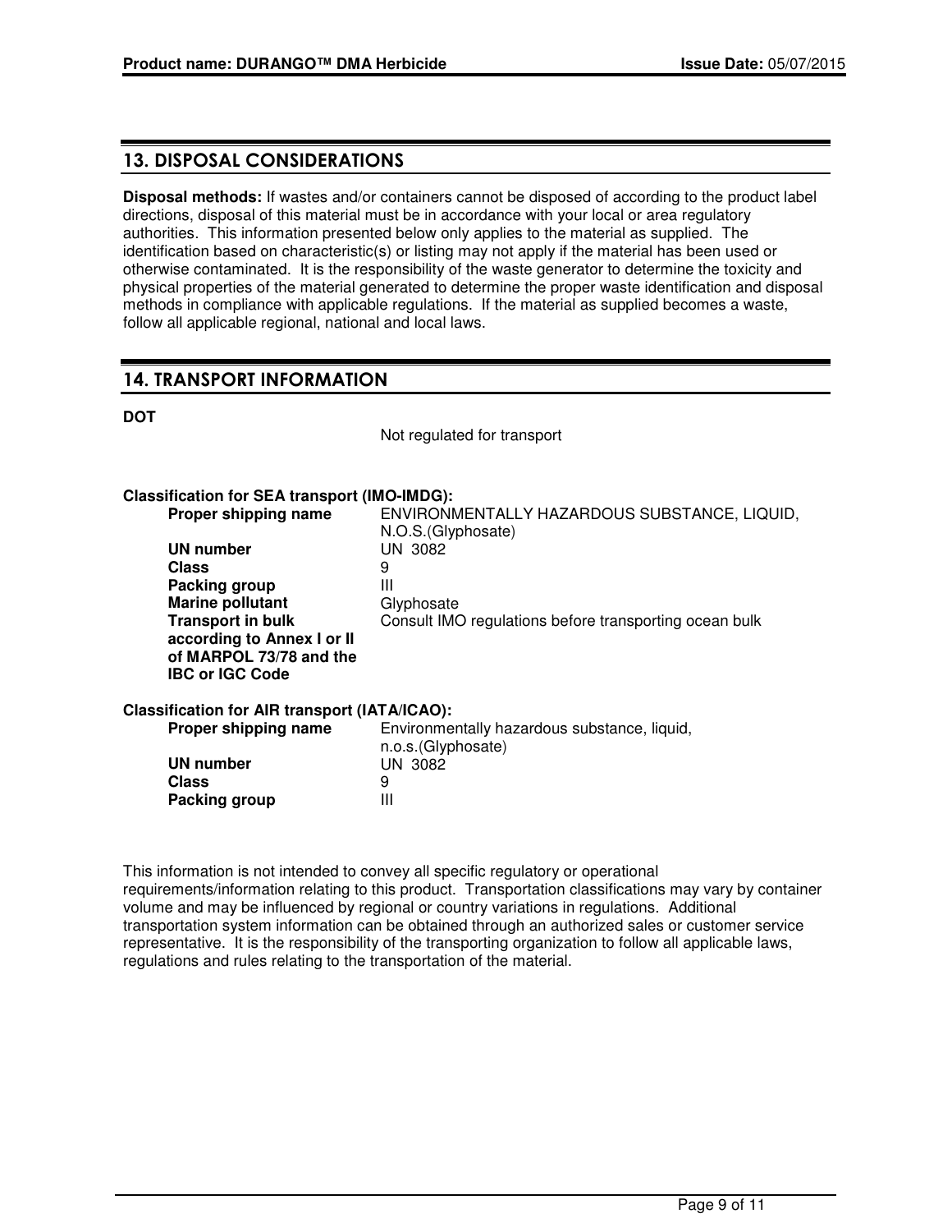## 13. DISPOSAL CONSIDERATIONS

**Disposal methods:** If wastes and/or containers cannot be disposed of according to the product label directions, disposal of this material must be in accordance with your local or area regulatory authorities. This information presented below only applies to the material as supplied. The identification based on characteristic(s) or listing may not apply if the material has been used or otherwise contaminated. It is the responsibility of the waste generator to determine the toxicity and physical properties of the material generated to determine the proper waste identification and disposal methods in compliance with applicable regulations. If the material as supplied becomes a waste, follow all applicable regional, national and local laws.

## 14. TRANSPORT INFORMATION

**DOT**

Not regulated for transport

**Classification for SEA transport (IMO-IMDG):**

| | |
|---|---|
| **Proper shipping name** | ENVIRONMENTALLY HAZARDOUS SUBSTANCE, LIQUID, N.O.S.(Glyphosate) |
| **UN number** | UN 3082 |
| **Class** | 9 |
| **Packing group** | III |
| **Marine pollutant** | Glyphosate |
| **Transport in bulk according to Annex I or II of MARPOL 73/78 and the IBC or IGC Code** | Consult IMO regulations before transporting ocean bulk |

**Classification for AIR transport (IATA/ICAO):**

| | |
|---|---|
| **Proper shipping name** | Environmentally hazardous substance, liquid, n.o.s.(Glyphosate) |
| **UN number** | UN 3082 |
| **Class** | 9 |
| **Packing group** | III |

This information is not intended to convey all specific regulatory or operational requirements/information relating to this product. Transportation classifications may vary by container volume and may be influenced by regional or country variations in regulations. Additional transportation system information can be obtained through an authorized sales or customer service representative. It is the responsibility of the transporting organization to follow all applicable laws, regulations and rules relating to the transportation of the material.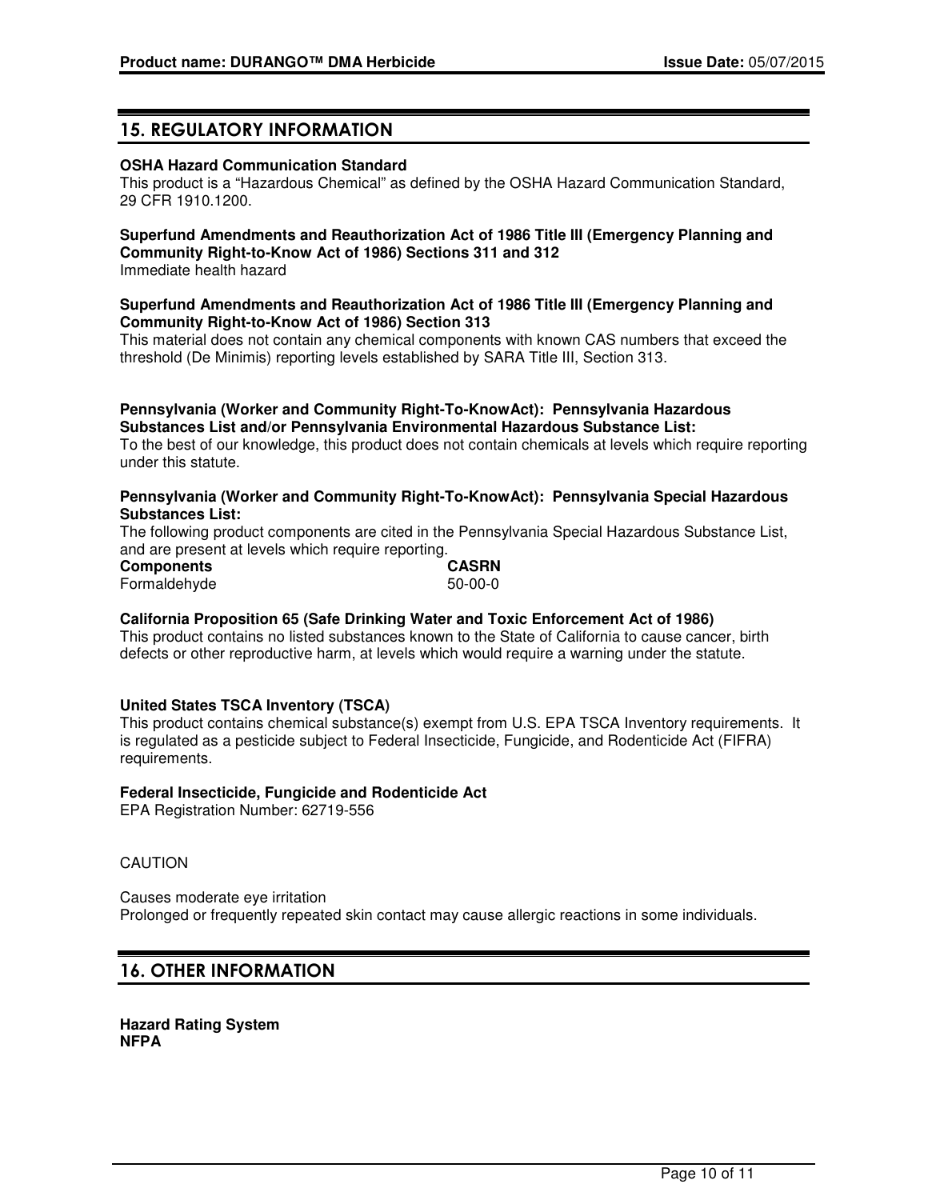## 15. REGULATORY INFORMATION

**OSHA Hazard Communication Standard**
This product is a "Hazardous Chemical" as defined by the OSHA Hazard Communication Standard, 29 CFR 1910.1200.

**Superfund Amendments and Reauthorization Act of 1986 Title III (Emergency Planning and Community Right-to-Know Act of 1986) Sections 311 and 312**
Immediate health hazard

**Superfund Amendments and Reauthorization Act of 1986 Title III (Emergency Planning and Community Right-to-Know Act of 1986) Section 313**
This material does not contain any chemical components with known CAS numbers that exceed the threshold (De Minimis) reporting levels established by SARA Title III, Section 313.

**Pennsylvania (Worker and Community Right-To-KnowAct): Pennsylvania Hazardous Substances List and/or Pennsylvania Environmental Hazardous Substance List:**
To the best of our knowledge, this product does not contain chemicals at levels which require reporting under this statute.

**Pennsylvania (Worker and Community Right-To-KnowAct): Pennsylvania Special Hazardous Substances List:**
The following product components are cited in the Pennsylvania Special Hazardous Substance List, and are present at levels which require reporting.

| Components | CASRN |
| --- | --- |
| Formaldehyde | 50-00-0 |

**California Proposition 65 (Safe Drinking Water and Toxic Enforcement Act of 1986)**
This product contains no listed substances known to the State of California to cause cancer, birth defects or other reproductive harm, at levels which would require a warning under the statute.

**United States TSCA Inventory (TSCA)**
This product contains chemical substance(s) exempt from U.S. EPA TSCA Inventory requirements. It is regulated as a pesticide subject to Federal Insecticide, Fungicide, and Rodenticide Act (FIFRA) requirements.

**Federal Insecticide, Fungicide and Rodenticide Act**
EPA Registration Number: 62719-556

CAUTION

Causes moderate eye irritation
Prolonged or frequently repeated skin contact may cause allergic reactions in some individuals.

## 16. OTHER INFORMATION

**Hazard Rating System**
**NFPA**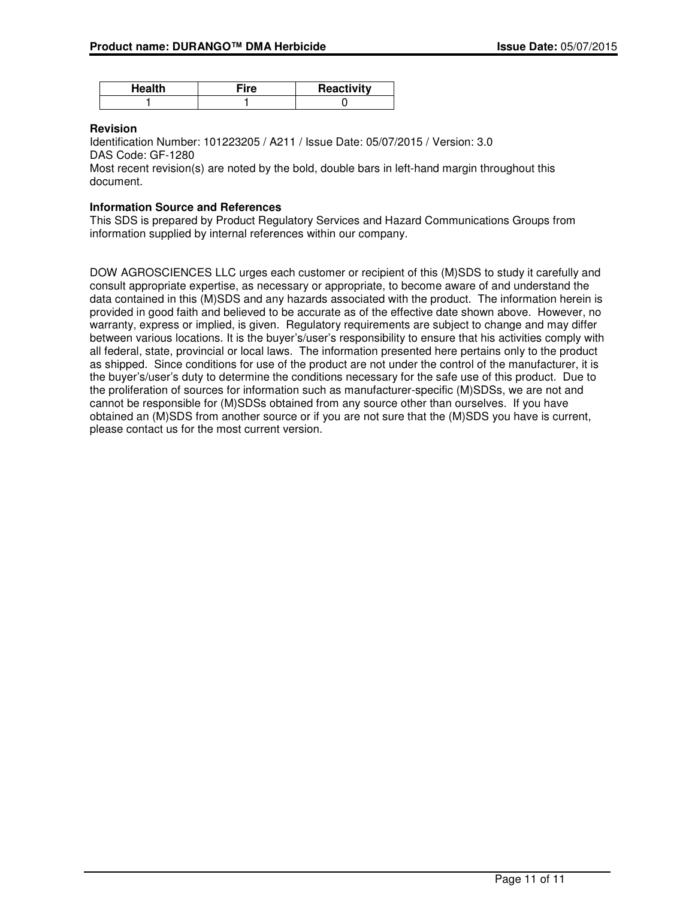| Health | Fire | Reactivity |
| --- | --- | --- |
| 1 | 1 | 0 |

**Revision**
Identification Number: 101223205 / A211 / Issue Date: 05/07/2015 / Version: 3.0
DAS Code: GF-1280
Most recent revision(s) are noted by the bold, double bars in left-hand margin throughout this document.

**Information Source and References**
This SDS is prepared by Product Regulatory Services and Hazard Communications Groups from information supplied by internal references within our company.

DOW AGROSCIENCES LLC urges each customer or recipient of this (M)SDS to study it carefully and consult appropriate expertise, as necessary or appropriate, to become aware of and understand the data contained in this (M)SDS and any hazards associated with the product. The information herein is provided in good faith and believed to be accurate as of the effective date shown above. However, no warranty, express or implied, is given. Regulatory requirements are subject to change and may differ between various locations. It is the buyer's/user's responsibility to ensure that his activities comply with all federal, state, provincial or local laws. The information presented here pertains only to the product as shipped. Since conditions for use of the product are not under the control of the manufacturer, it is the buyer's/user's duty to determine the conditions necessary for the safe use of this product. Due to the proliferation of sources for information such as manufacturer-specific (M)SDSs, we are not and cannot be responsible for (M)SDSs obtained from any source other than ourselves. If you have obtained an (M)SDS from another source or if you are not sure that the (M)SDS you have is current, please contact us for the most current version.